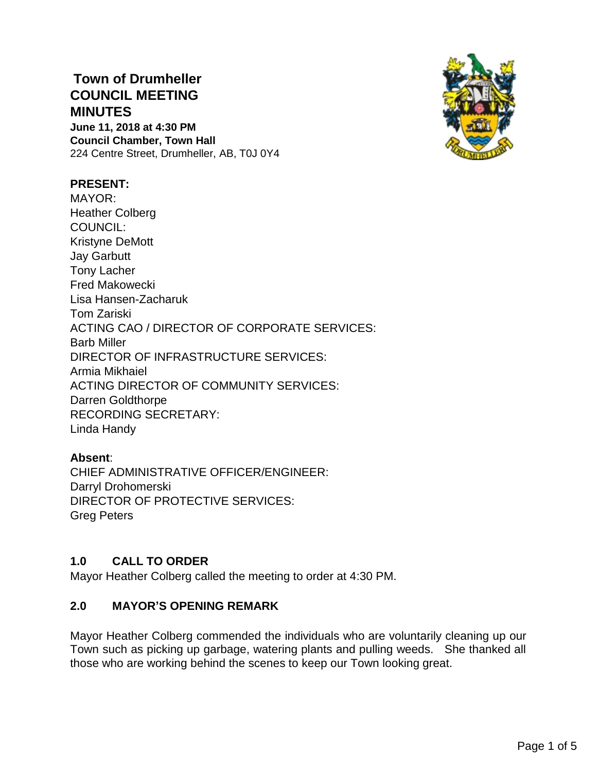# Town of Drumheller
# COUNCIL MEETING MINUTES

**June 11, 2018 at 4:30 PM**
**Council Chamber, Town Hall**
224 Centre Street, Drumheller, AB, T0J 0Y4

**PRESENT:**
MAYOR:
Heather Colberg
COUNCIL:
Kristyne DeMott
Jay Garbutt
Tony Lacher
Fred Makowecki
Lisa Hansen-Zacharuk
Tom Zariski
ACTING CAO / DIRECTOR OF CORPORATE SERVICES:
Barb Miller
DIRECTOR OF INFRASTRUCTURE SERVICES:
Armia Mikhaiel
ACTING DIRECTOR OF COMMUNITY SERVICES:
Darren Goldthorpe
RECORDING SECRETARY:
Linda Handy

**Absent**:
CHIEF ADMINISTRATIVE OFFICER/ENGINEER:
Darryl Drohomerski
DIRECTOR OF PROTECTIVE SERVICES:
Greg Peters

## 1.0 CALL TO ORDER

Mayor Heather Colberg called the meeting to order at 4:30 PM.

## 2.0 MAYOR'S OPENING REMARK

Mayor Heather Colberg commended the individuals who are voluntarily cleaning up our Town such as picking up garbage, watering plants and pulling weeds. She thanked all those who are working behind the scenes to keep our Town looking great.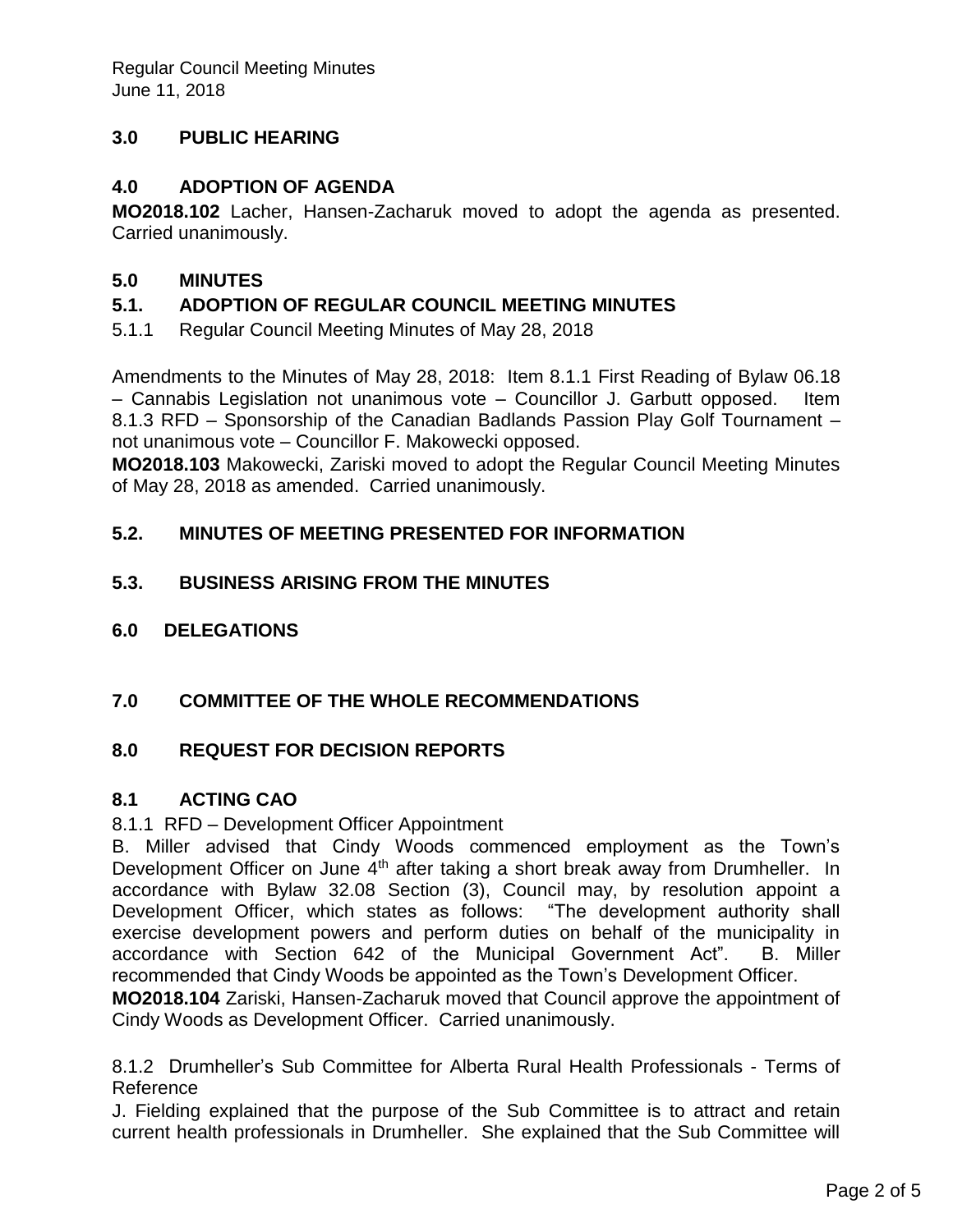## 3.0 PUBLIC HEARING

## 4.0 ADOPTION OF AGENDA

**MO2018.102** Lacher, Hansen-Zacharuk moved to adopt the agenda as presented. Carried unanimously.

## 5.0 MINUTES

### 5.1. ADOPTION OF REGULAR COUNCIL MEETING MINUTES

5.1.1 Regular Council Meeting Minutes of May 28, 2018

Amendments to the Minutes of May 28, 2018: Item 8.1.1 First Reading of Bylaw 06.18 – Cannabis Legislation not unanimous vote – Councillor J. Garbutt opposed. Item 8.1.3 RFD – Sponsorship of the Canadian Badlands Passion Play Golf Tournament – not unanimous vote – Councillor F. Makowecki opposed.

**MO2018.103** Makowecki, Zariski moved to adopt the Regular Council Meeting Minutes of May 28, 2018 as amended. Carried unanimously.

### 5.2. MINUTES OF MEETING PRESENTED FOR INFORMATION

### 5.3. BUSINESS ARISING FROM THE MINUTES

## 6.0 DELEGATIONS

## 7.0 COMMITTEE OF THE WHOLE RECOMMENDATIONS

## 8.0 REQUEST FOR DECISION REPORTS

### 8.1 ACTING CAO

8.1.1 RFD – Development Officer Appointment

B. Miller advised that Cindy Woods commenced employment as the Town's Development Officer on June 4th after taking a short break away from Drumheller. In accordance with Bylaw 32.08 Section (3), Council may, by resolution appoint a Development Officer, which states as follows: "The development authority shall exercise development powers and perform duties on behalf of the municipality in accordance with Section 642 of the Municipal Government Act". B. Miller recommended that Cindy Woods be appointed as the Town's Development Officer.

**MO2018.104** Zariski, Hansen-Zacharuk moved that Council approve the appointment of Cindy Woods as Development Officer. Carried unanimously.

8.1.2 Drumheller's Sub Committee for Alberta Rural Health Professionals - Terms of Reference

J. Fielding explained that the purpose of the Sub Committee is to attract and retain current health professionals in Drumheller. She explained that the Sub Committee will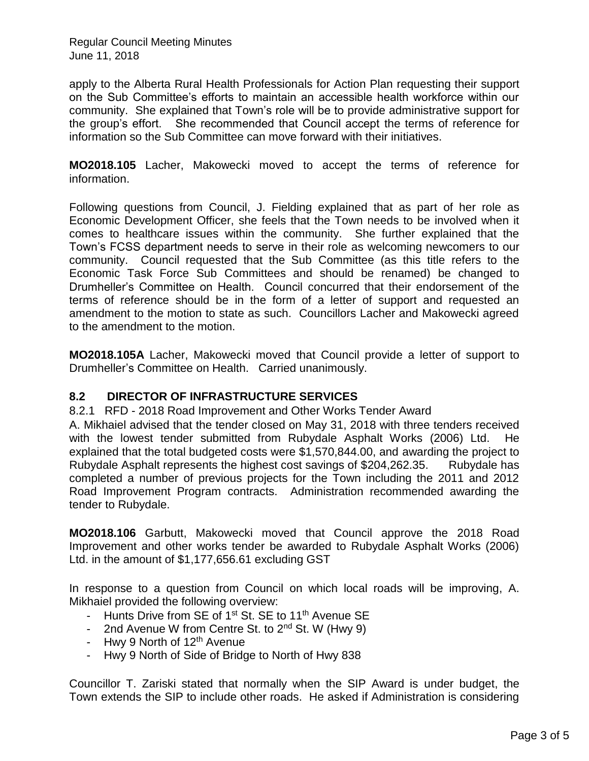apply to the Alberta Rural Health Professionals for Action Plan requesting their support on the Sub Committee's efforts to maintain an accessible health workforce within our community. She explained that Town's role will be to provide administrative support for the group's effort. She recommended that Council accept the terms of reference for information so the Sub Committee can move forward with their initiatives.

**MO2018.105** Lacher, Makowecki moved to accept the terms of reference for information.

Following questions from Council, J. Fielding explained that as part of her role as Economic Development Officer, she feels that the Town needs to be involved when it comes to healthcare issues within the community. She further explained that the Town's FCSS department needs to serve in their role as welcoming newcomers to our community. Council requested that the Sub Committee (as this title refers to the Economic Task Force Sub Committees and should be renamed) be changed to Drumheller's Committee on Health. Council concurred that their endorsement of the terms of reference should be in the form of a letter of support and requested an amendment to the motion to state as such. Councillors Lacher and Makowecki agreed to the amendment to the motion.

**MO2018.105A** Lacher, Makowecki moved that Council provide a letter of support to Drumheller's Committee on Health. Carried unanimously.

## 8.2 DIRECTOR OF INFRASTRUCTURE SERVICES

8.2.1 RFD - 2018 Road Improvement and Other Works Tender Award

A. Mikhaiel advised that the tender closed on May 31, 2018 with three tenders received with the lowest tender submitted from Rubydale Asphalt Works (2006) Ltd. He explained that the total budgeted costs were $1,570,844.00, and awarding the project to Rubydale Asphalt represents the highest cost savings of $204,262.35. Rubydale has completed a number of previous projects for the Town including the 2011 and 2012 Road Improvement Program contracts. Administration recommended awarding the tender to Rubydale.

**MO2018.106** Garbutt, Makowecki moved that Council approve the 2018 Road Improvement and other works tender be awarded to Rubydale Asphalt Works (2006) Ltd. in the amount of $1,177,656.61 excluding GST

In response to a question from Council on which local roads will be improving, A. Mikhaiel provided the following overview:

- Hunts Drive from SE of 1st St. SE to 11th Avenue SE
- 2nd Avenue W from Centre St. to 2nd St. W (Hwy 9)
- Hwy 9 North of 12th Avenue
- Hwy 9 North of Side of Bridge to North of Hwy 838

Councillor T. Zariski stated that normally when the SIP Award is under budget, the Town extends the SIP to include other roads. He asked if Administration is considering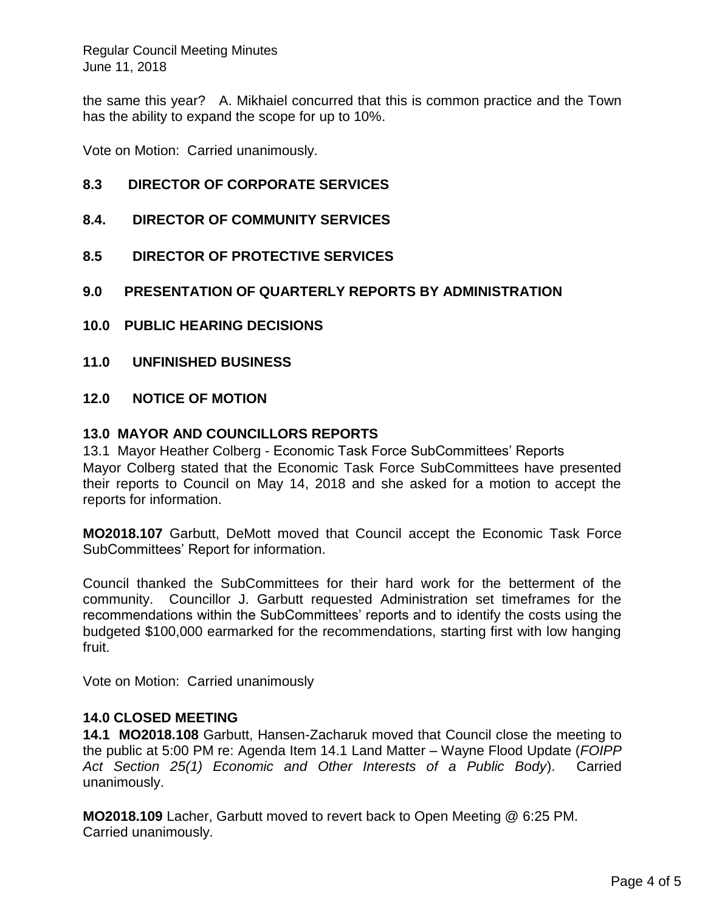the same this year? A. Mikhaiel concurred that this is common practice and the Town has the ability to expand the scope for up to 10%.

Vote on Motion: Carried unanimously.

## 8.3 DIRECTOR OF CORPORATE SERVICES

## 8.4. DIRECTOR OF COMMUNITY SERVICES

## 8.5 DIRECTOR OF PROTECTIVE SERVICES

## 9.0 PRESENTATION OF QUARTERLY REPORTS BY ADMINISTRATION

## 10.0 PUBLIC HEARING DECISIONS

## 11.0 UNFINISHED BUSINESS

## 12.0 NOTICE OF MOTION

## 13.0 MAYOR AND COUNCILLORS REPORTS

13.1 Mayor Heather Colberg - Economic Task Force SubCommittees' Reports

Mayor Colberg stated that the Economic Task Force SubCommittees have presented their reports to Council on May 14, 2018 and she asked for a motion to accept the reports for information.

**MO2018.107** Garbutt, DeMott moved that Council accept the Economic Task Force SubCommittees' Report for information.

Council thanked the SubCommittees for their hard work for the betterment of the community. Councillor J. Garbutt requested Administration set timeframes for the recommendations within the SubCommittees' reports and to identify the costs using the budgeted $100,000 earmarked for the recommendations, starting first with low hanging fruit.

Vote on Motion: Carried unanimously

## 14.0 CLOSED MEETING

**14.1 MO2018.108** Garbutt, Hansen-Zacharuk moved that Council close the meeting to the public at 5:00 PM re: Agenda Item 14.1 Land Matter – Wayne Flood Update (*FOIPP Act Section 25(1) Economic and Other Interests of a Public Body*). Carried unanimously.

**MO2018.109** Lacher, Garbutt moved to revert back to Open Meeting @ 6:25 PM. Carried unanimously.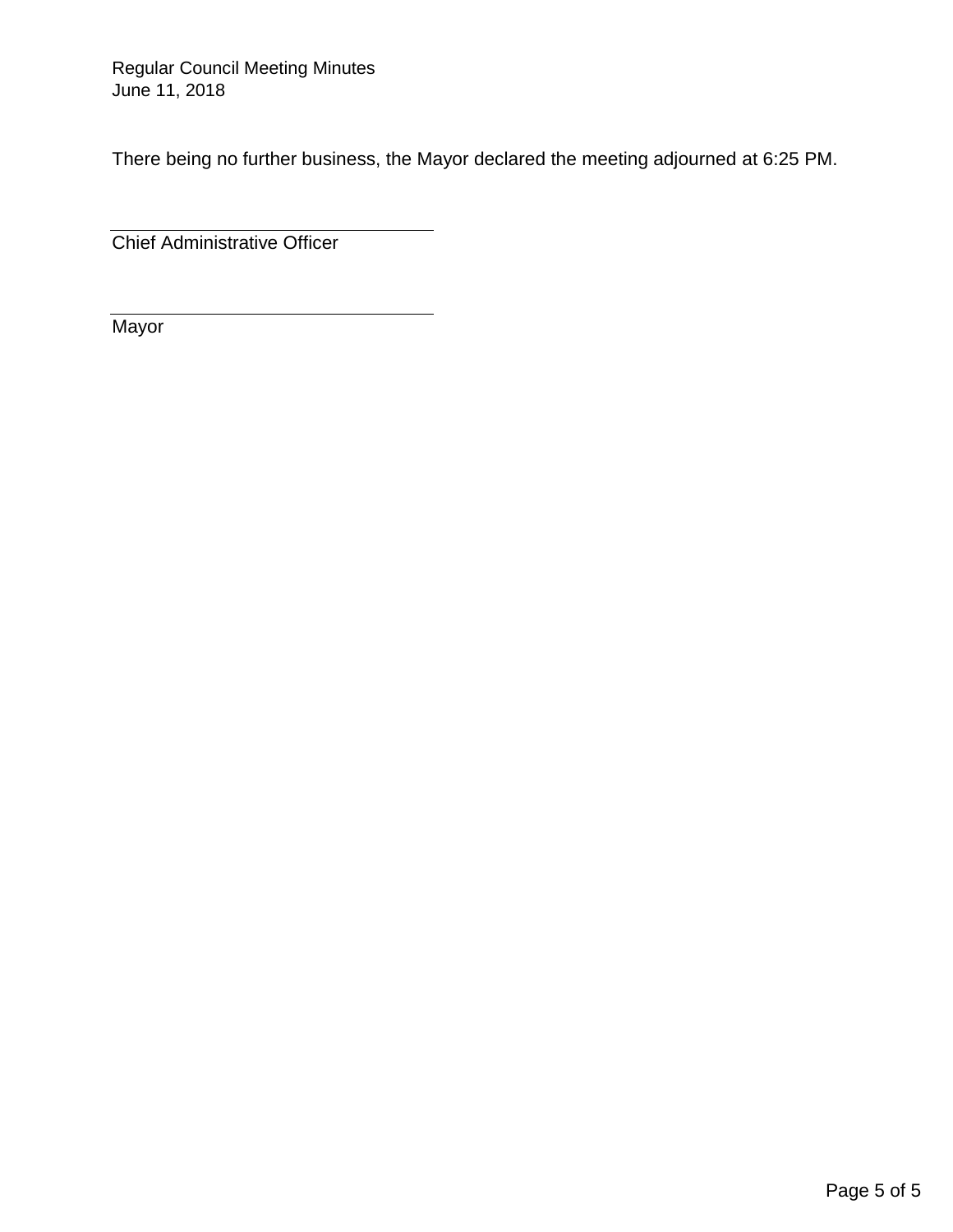There being no further business, the Mayor declared the meeting adjourned at 6:25 PM.

\_\_\_\_\_\_\_\_\_\_\_\_\_\_\_\_\_\_\_\_\_\_\_\_\_\_\_\_\_\_

Chief Administrative Officer

\_\_\_\_\_\_\_\_\_\_\_\_\_\_\_\_\_\_\_\_\_\_\_\_\_\_\_\_\_\_

Mayor